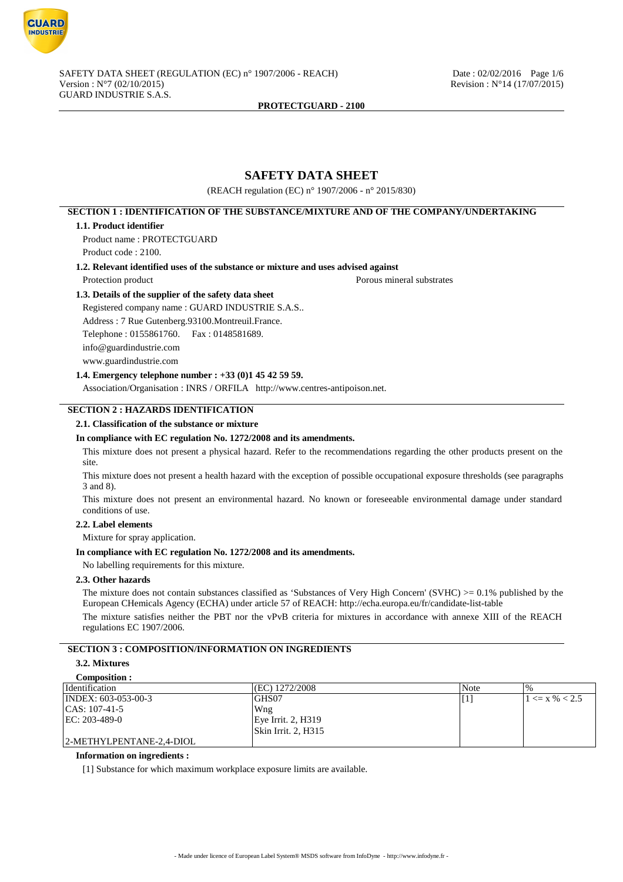SAFETY DATA SHEET (REGULATION (EC) n° 1907/2006 - REACH)
Version : N°7 (02/10/2015)
GUARD INDUSTRIE S.A.S.

Date : 02/02/2016
Revision : N°14 (17/07/2015)

**PROTECTGUARD - 2100**

# SAFETY DATA SHEET

(REACH regulation (EC) n° 1907/2006 - n° 2015/830)

## SECTION 1 : IDENTIFICATION OF THE SUBSTANCE/MIXTURE AND OF THE COMPANY/UNDERTAKING

### 1.1. Product identifier

Product name : PROTECTGUARD

Product code : 2100.

### 1.2. Relevant identified uses of the substance or mixture and uses advised against

Protection product — Porous mineral substrates

### 1.3. Details of the supplier of the safety data sheet

Registered company name : GUARD INDUSTRIE S.A.S..

Address : 7 Rue Gutenberg.93100.Montreuil.France.

Telephone : 0155861760. Fax : 0148581689.

info@guardindustrie.com

www.guardindustrie.com

### 1.4. Emergency telephone number : +33 (0)1 45 42 59 59.

Association/Organisation : INRS / ORFILA http://www.centres-antipoison.net.

## SECTION 2 : HAZARDS IDENTIFICATION

### 2.1. Classification of the substance or mixture

**In compliance with EC regulation No. 1272/2008 and its amendments.**

This mixture does not present a physical hazard. Refer to the recommendations regarding the other products present on the site.

This mixture does not present a health hazard with the exception of possible occupational exposure thresholds (see paragraphs 3 and 8).

This mixture does not present an environmental hazard. No known or foreseeable environmental damage under standard conditions of use.

### 2.2. Label elements

Mixture for spray application.

**In compliance with EC regulation No. 1272/2008 and its amendments.**

No labelling requirements for this mixture.

### 2.3. Other hazards

The mixture does not contain substances classified as 'Substances of Very High Concern' (SVHC) >= 0.1% published by the European CHemicals Agency (ECHA) under article 57 of REACH: http://echa.europa.eu/fr/candidate-list-table

The mixture satisfies neither the PBT nor the vPvB criteria for mixtures in accordance with annexe XIII of the REACH regulations EC 1907/2006.

## SECTION 3 : COMPOSITION/INFORMATION ON INGREDIENTS

### 3.2. Mixtures

**Composition :**

| Identification | (EC) 1272/2008 | Note | % |
|---|---|---|---|
| INDEX: 603-053-00-3<br>CAS: 107-41-5<br>EC: 203-489-0<br>2-METHYLPENTANE-2,4-DIOL | GHS07<br>Wng<br>Eye Irrit. 2, H319<br>Skin Irrit. 2, H315 | [1] | 1 <= x % < 2.5 |

**Information on ingredients :**

[1] Substance for which maximum workplace exposure limits are available.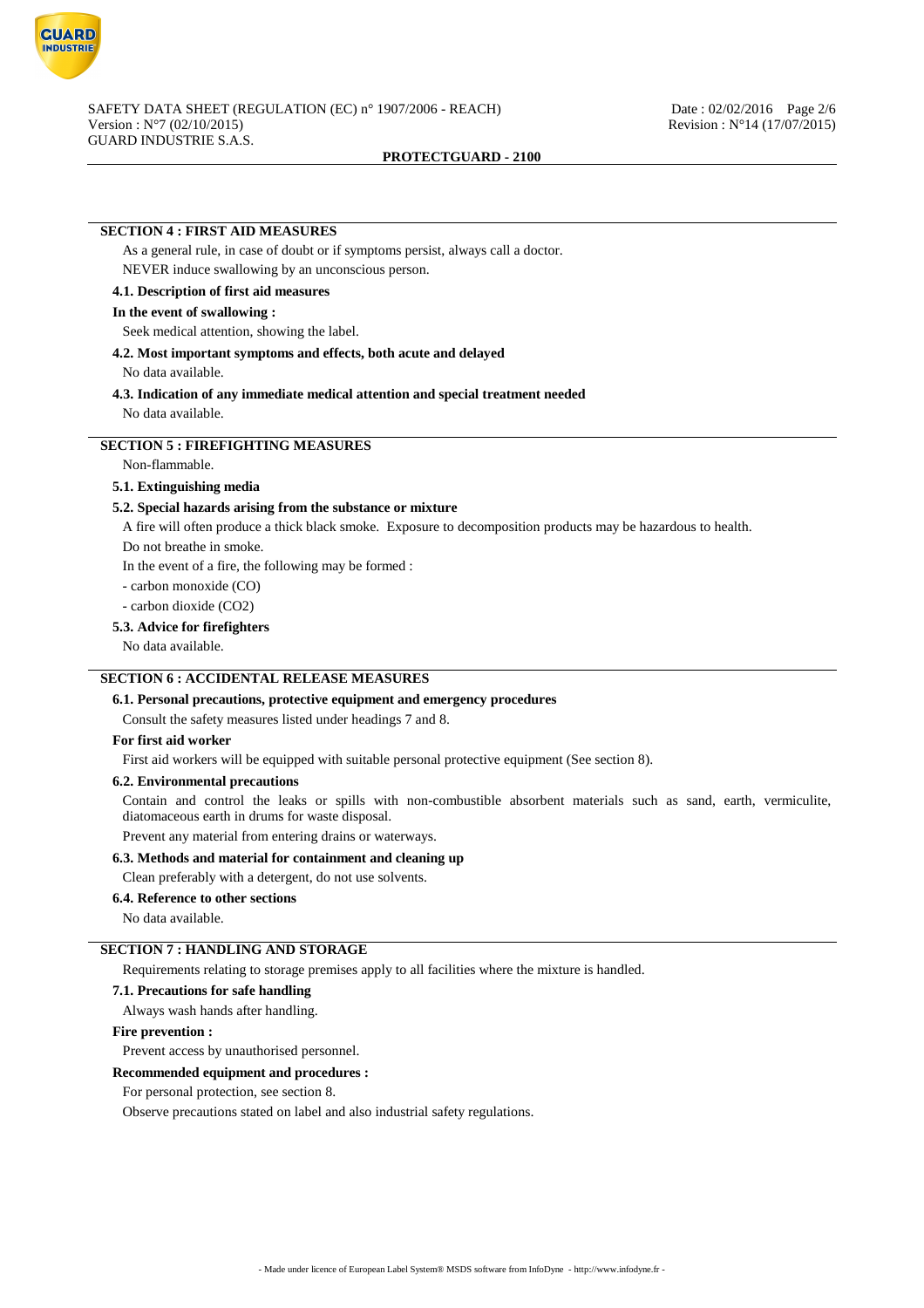## SECTION 4 : FIRST AID MEASURES

As a general rule, in case of doubt or if symptoms persist, always call a doctor.

NEVER induce swallowing by an unconscious person.

### 4.1. Description of first aid measures

**In the event of swallowing :**

Seek medical attention, showing the label.

### 4.2. Most important symptoms and effects, both acute and delayed

No data available.

### 4.3. Indication of any immediate medical attention and special treatment needed

No data available.

## SECTION 5 : FIREFIGHTING MEASURES

Non-flammable.

### 5.1. Extinguishing media

### 5.2. Special hazards arising from the substance or mixture

A fire will often produce a thick black smoke. Exposure to decomposition products may be hazardous to health.

Do not breathe in smoke.

In the event of a fire, the following may be formed :

- carbon monoxide (CO)
- carbon dioxide ($CO_2$)

### 5.3. Advice for firefighters

No data available.

## SECTION 6 : ACCIDENTAL RELEASE MEASURES

### 6.1. Personal precautions, protective equipment and emergency procedures

Consult the safety measures listed under headings 7 and 8.

**For first aid worker**

First aid workers will be equipped with suitable personal protective equipment (See section 8).

### 6.2. Environmental precautions

Contain and control the leaks or spills with non-combustible absorbent materials such as sand, earth, vermiculite, diatomaceous earth in drums for waste disposal.

Prevent any material from entering drains or waterways.

### 6.3. Methods and material for containment and cleaning up

Clean preferably with a detergent, do not use solvents.

### 6.4. Reference to other sections

No data available.

## SECTION 7 : HANDLING AND STORAGE

Requirements relating to storage premises apply to all facilities where the mixture is handled.

### 7.1. Precautions for safe handling

Always wash hands after handling.

**Fire prevention :**

Prevent access by unauthorised personnel.

**Recommended equipment and procedures :**

For personal protection, see section 8.

Observe precautions stated on label and also industrial safety regulations.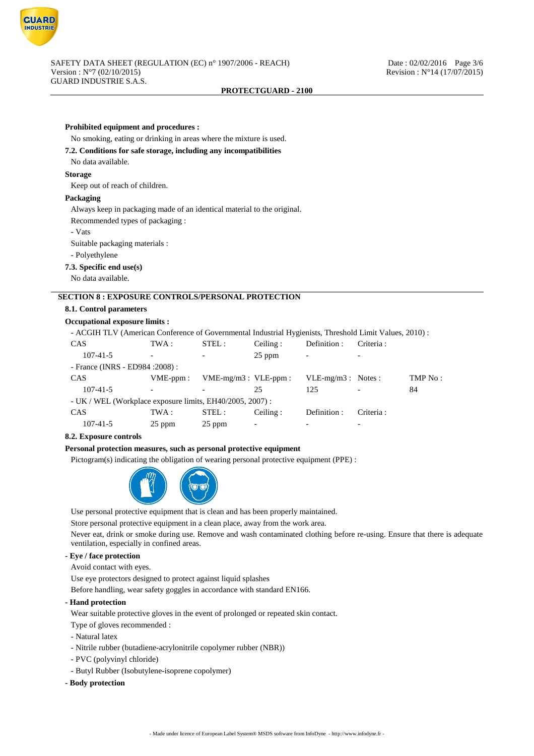**Prohibited equipment and procedures :**

No smoking, eating or drinking in areas where the mixture is used.

**7.2. Conditions for safe storage, including any incompatibilities**

No data available.

**Storage**

Keep out of reach of children.

**Packaging**

Always keep in packaging made of an identical material to the original.

Recommended types of packaging :

- Vats

Suitable packaging materials :

- Polyethylene

**7.3. Specific end use(s)**

No data available.

## SECTION 8 : EXPOSURE CONTROLS/PERSONAL PROTECTION

**8.1. Control parameters**

**Occupational exposure limits :**

- ACGIH TLV (American Conference of Governmental Industrial Hygienists, Threshold Limit Values, 2010) :

| CAS | TWA : | STEL : | Ceiling : | Definition : | Criteria : |
|---|---|---|---|---|---|
| 107-41-5 | - | - | 25 ppm | - | - |

- France (INRS - ED984 :2008) :

| CAS | VME-ppm : | VME-mg/m3 : | VLE-ppm : | VLE-mg/m3 : | Notes : | TMP No : |
|---|---|---|---|---|---|---|
| 107-41-5 | - | - | 25 | 125 | - | 84 |

- UK / WEL (Workplace exposure limits, EH40/2005, 2007) :

| CAS | TWA : | STEL : | Ceiling : | Definition : | Criteria : |
|---|---|---|---|---|---|
| 107-41-5 | 25 ppm | 25 ppm | - | - | - |

**8.2. Exposure controls**

**Personal protection measures, such as personal protective equipment**

Pictogram(s) indicating the obligation of wearing personal protective equipment (PPE) :

Use personal protective equipment that is clean and has been properly maintained.

Store personal protective equipment in a clean place, away from the work area.

Never eat, drink or smoke during use. Remove and wash contaminated clothing before re-using. Ensure that there is adequate ventilation, especially in confined areas.

**- Eye / face protection**

Avoid contact with eyes.

Use eye protectors designed to protect against liquid splashes

Before handling, wear safety goggles in accordance with standard EN166.

**- Hand protection**

Wear suitable protective gloves in the event of prolonged or repeated skin contact.

Type of gloves recommended :

- Natural latex
- Nitrile rubber (butadiene-acrylonitrile copolymer rubber (NBR))
- PVC (polyvinyl chloride)
- Butyl Rubber (Isobutylene-isoprene copolymer)

**- Body protection**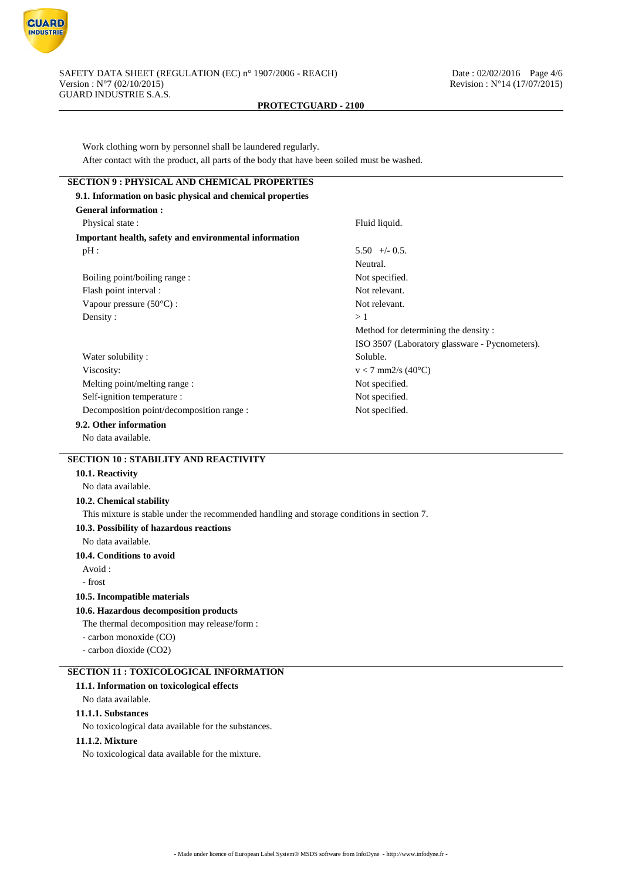Work clothing worn by personnel shall be laundered regularly.

After contact with the product, all parts of the body that have been soiled must be washed.

## SECTION 9 : PHYSICAL AND CHEMICAL PROPERTIES

### 9.1. Information on basic physical and chemical properties

**General information :**

| | |
|---|---|
| Physical state : | Fluid liquid. |

**Important health, safety and environmental information**

| | |
|---|---|
| pH : | 5.50 +/- 0.5. |
| | Neutral. |
| Boiling point/boiling range : | Not specified. |
| Flash point interval : | Not relevant. |
| Vapour pressure (50°C) : | Not relevant. |
| Density : | > 1 |
| | Method for determining the density : |
| | ISO 3507 (Laboratory glassware - Pycnometers). |
| Water solubility : | Soluble. |
| Viscosity: | v < 7 mm2/s (40°C) |
| Melting point/melting range : | Not specified. |
| Self-ignition temperature : | Not specified. |
| Decomposition point/decomposition range : | Not specified. |

### 9.2. Other information

No data available.

## SECTION 10 : STABILITY AND REACTIVITY

### 10.1. Reactivity

No data available.

### 10.2. Chemical stability

This mixture is stable under the recommended handling and storage conditions in section 7.

### 10.3. Possibility of hazardous reactions

No data available.

### 10.4. Conditions to avoid

Avoid :

- frost

### 10.5. Incompatible materials

### 10.6. Hazardous decomposition products

The thermal decomposition may release/form :

- carbon monoxide (CO)
- carbon dioxide ($CO_2$)

## SECTION 11 : TOXICOLOGICAL INFORMATION

### 11.1. Information on toxicological effects

No data available.

#### 11.1.1. Substances

No toxicological data available for the substances.

#### 11.1.2. Mixture

No toxicological data available for the mixture.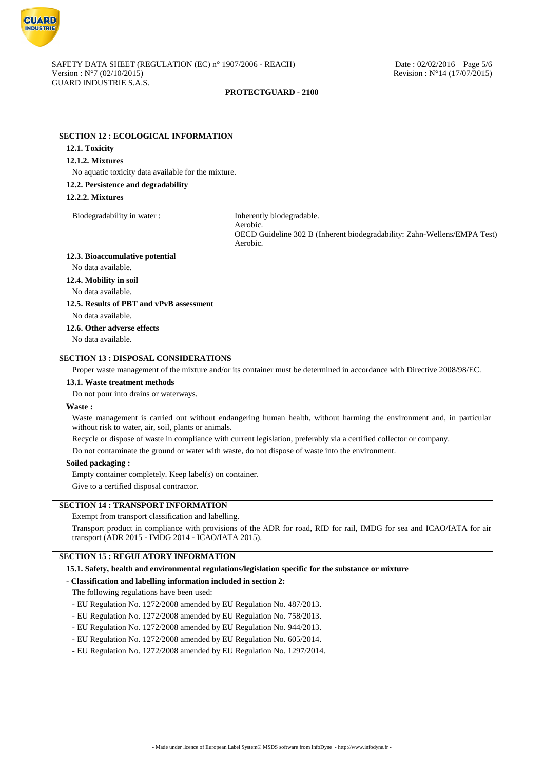## SECTION 12 : ECOLOGICAL INFORMATION

### 12.1. Toxicity

#### 12.1.2. Mixtures

No aquatic toxicity data available for the mixture.

### 12.2. Persistence and degradability

#### 12.2.2. Mixtures

| | |
|---|---|
| Biodegradability in water : | Inherently biodegradable.<br>Aerobic.<br>OECD Guideline 302 B (Inherent biodegradability: Zahn-Wellens/EMPA Test)<br>Aerobic. |

### 12.3. Bioaccumulative potential

No data available.

### 12.4. Mobility in soil

No data available.

### 12.5. Results of PBT and vPvB assessment

No data available.

### 12.6. Other adverse effects

No data available.

## SECTION 13 : DISPOSAL CONSIDERATIONS

Proper waste management of the mixture and/or its container must be determined in accordance with Directive 2008/98/EC.

### 13.1. Waste treatment methods

Do not pour into drains or waterways.

**Waste :**

Waste management is carried out without endangering human health, without harming the environment and, in particular without risk to water, air, soil, plants or animals.

Recycle or dispose of waste in compliance with current legislation, preferably via a certified collector or company.

Do not contaminate the ground or water with waste, do not dispose of waste into the environment.

**Soiled packaging :**

Empty container completely. Keep label(s) on container.

Give to a certified disposal contractor.

## SECTION 14 : TRANSPORT INFORMATION

Exempt from transport classification and labelling.

Transport product in compliance with provisions of the ADR for road, RID for rail, IMDG for sea and ICAO/IATA for air transport (ADR 2015 - IMDG 2014 - ICAO/IATA 2015).

## SECTION 15 : REGULATORY INFORMATION

### 15.1. Safety, health and environmental regulations/legislation specific for the substance or mixture

**- Classification and labelling information included in section 2:**

The following regulations have been used:

- EU Regulation No. 1272/2008 amended by EU Regulation No. 487/2013.
- EU Regulation No. 1272/2008 amended by EU Regulation No. 758/2013.
- EU Regulation No. 1272/2008 amended by EU Regulation No. 944/2013.
- EU Regulation No. 1272/2008 amended by EU Regulation No. 605/2014.
- EU Regulation No. 1272/2008 amended by EU Regulation No. 1297/2014.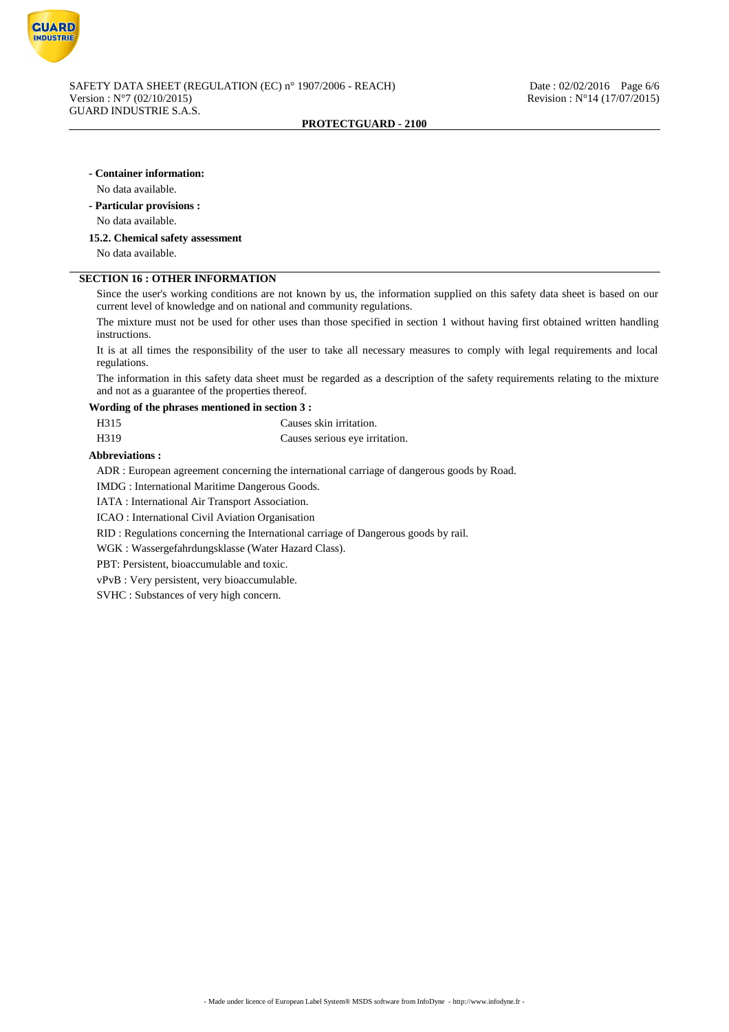**- Container information:**

No data available.

**- Particular provisions :**

No data available.

**15.2. Chemical safety assessment**

No data available.

## SECTION 16 : OTHER INFORMATION

Since the user's working conditions are not known by us, the information supplied on this safety data sheet is based on our current level of knowledge and on national and community regulations.

The mixture must not be used for other uses than those specified in section 1 without having first obtained written handling instructions.

It is at all times the responsibility of the user to take all necessary measures to comply with legal requirements and local regulations.

The information in this safety data sheet must be regarded as a description of the safety requirements relating to the mixture and not as a guarantee of the properties thereof.

**Wording of the phrases mentioned in section 3 :**

| | |
|---|---|
| H315 | Causes skin irritation. |
| H319 | Causes serious eye irritation. |

**Abbreviations :**

ADR : European agreement concerning the international carriage of dangerous goods by Road.

IMDG : International Maritime Dangerous Goods.

IATA : International Air Transport Association.

ICAO : International Civil Aviation Organisation

RID : Regulations concerning the International carriage of Dangerous goods by rail.

WGK : Wassergefahrdungsklasse (Water Hazard Class).

PBT: Persistent, bioaccumulable and toxic.

vPvB : Very persistent, very bioaccumulable.

SVHC : Substances of very high concern.